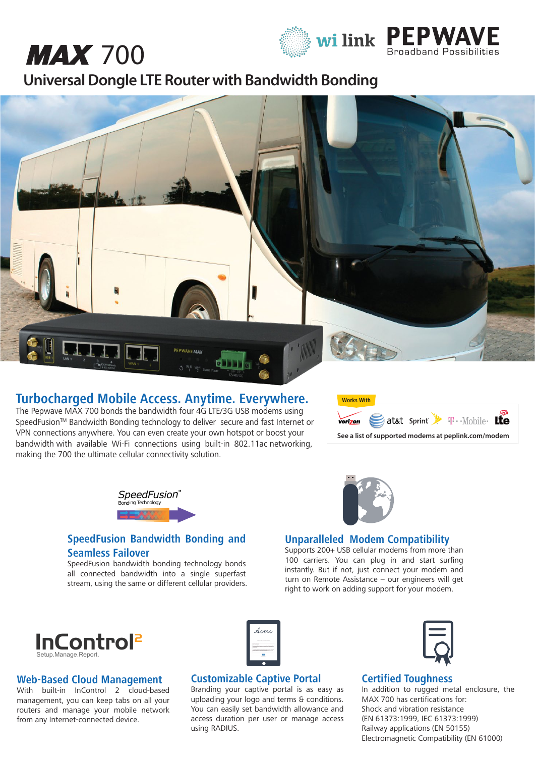# MAX 700

wi link PEPWAVE Broadband Possibilities

## Universal Dongle LTE Router with Bandwidth Bonding

## Turbocharged Mobile Access. Anytime. Everywhere.

The Pepwave MAX 700 bonds the bandwidth four 4G LTE/3G USB modems using SpeedFusion™ Bandwidth Bonding technology to deliver secure and fast Internet or VPN connections anywhere. You can even create your own hotspot or boost your bandwidth with available Wi-Fi connections using built-in 802.11ac networking, making the 700 the ultimate cellular connectivity solution.

Works With

verizon at&t Sprint T-Mobile LTE

See a list of supported modems at peplink.com/modem

SpeedFusion™ Bonding Technology

### SpeedFusion Bandwidth Bonding and Seamless Failover

SpeedFusion bandwidth bonding technology bonds all connected bandwidth into a single superfast stream, using the same or different cellular providers.

### Unparalleled Modem Compatibility

Supports 200+ USB cellular modems from more than 100 carriers. You can plug in and start surfing instantly. But if not, just connect your modem and turn on Remote Assistance – our engineers will get right to work on adding support for your modem.

InControl² Setup.Manage.Report.

### Web-Based Cloud Management

With built-in InControl 2 cloud-based management, you can keep tabs on all your routers and manage your mobile network from any Internet-connected device.

### Customizable Captive Portal

Branding your captive portal is as easy as uploading your logo and terms & conditions. You can easily set bandwidth allowance and access duration per user or manage access using RADIUS.

### Certified Toughness

In addition to rugged metal enclosure, the MAX 700 has certifications for:

Shock and vibration resistance
(EN 61373:1999, IEC 61373:1999)
Railway applications (EN 50155)
Electromagnetic Compatibility (EN 61000)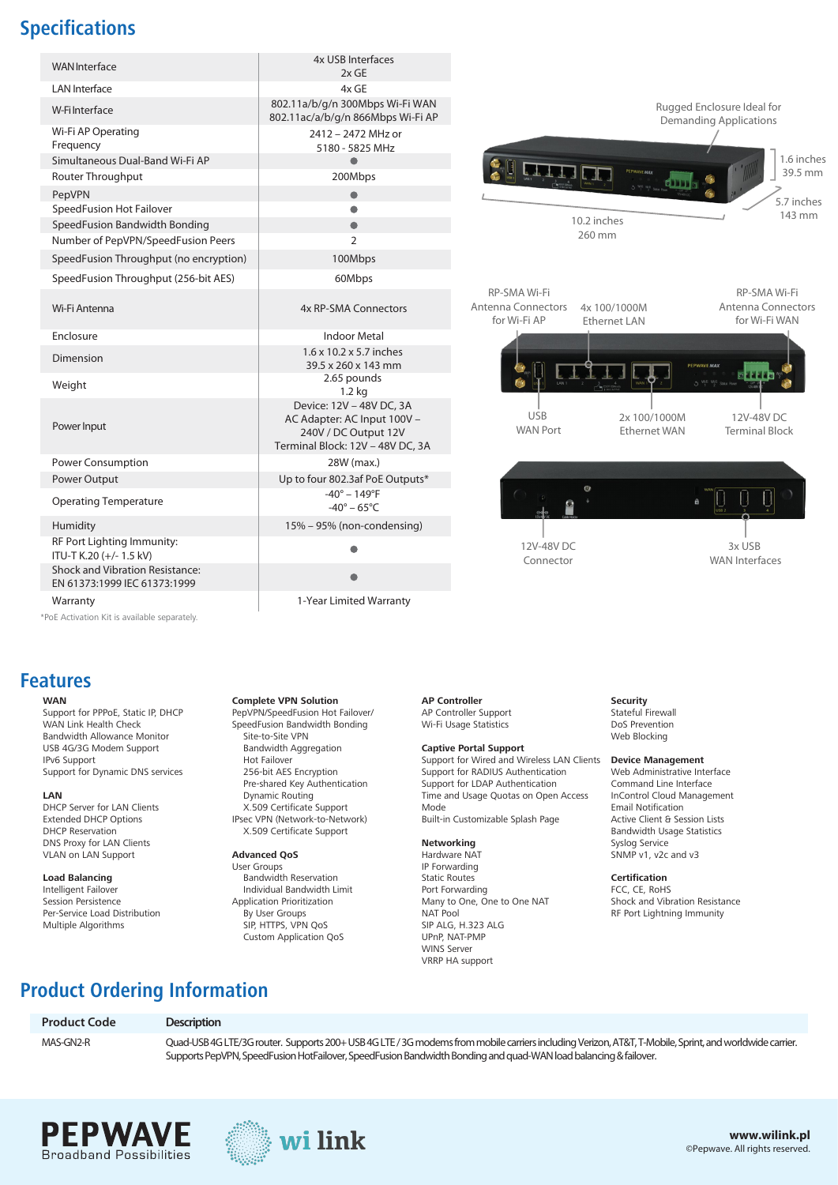# Specifications

| | |
|---|---|
| WAN Interface | 4x USB Interfaces<br>2x GE |
| LAN Interface | 4x GE |
| W-Fi Interface | 802.11a/b/g/n 300Mbps Wi-Fi WAN<br>802.11ac/a/b/g/n 866Mbps Wi-Fi AP |
| Wi-Fi AP Operating Frequency | 2412 – 2472 MHz or<br>5180 - 5825 MHz |
| Simultaneous Dual-Band Wi-Fi AP | ● |
| Router Throughput | 200Mbps |
| PepVPN | ● |
| SpeedFusion Hot Failover | ● |
| SpeedFusion Bandwidth Bonding | ● |
| Number of PepVPN/SpeedFusion Peers | 2 |
| SpeedFusion Throughput (no encryption) | 100Mbps |
| SpeedFusion Throughput (256-bit AES) | 60Mbps |
| Wi-Fi Antenna | 4x RP-SMA Connectors |
| Enclosure | Indoor Metal |
| Dimension | 1.6 x 10.2 x 5.7 inches<br>39.5 x 260 x 143 mm |
| Weight | 2.65 pounds<br>1.2 kg |
| Power Input | Device: 12V – 48V DC, 3A<br>AC Adapter: AC Input 100V – 240V / DC Output 12V<br>Terminal Block: 12V – 48V DC, 3A |
| Power Consumption | 28W (max.) |
| Power Output | Up to four 802.3af PoE Outputs* |
| Operating Temperature | -40° – 149°F<br>-40° – 65°C |
| Humidity | 15% – 95% (non-condensing) |
| RF Port Lighting Immunity: ITU-T K.20 (+/- 1.5 kV) | ● |
| Shock and Vibration Resistance: EN 61373:1999 IEC 61373:1999 | ● |
| Warranty | 1-Year Limited Warranty |

*PoE Activation Kit is available separately.

Rugged Enclosure Ideal for Demanding Applications

1.6 inches
39.5 mm

5.7 inches
143 mm

10.2 inches
260 mm

RP-SMA Wi-Fi Antenna Connectors for Wi-Fi AP

4x 100/1000M Ethernet LAN

RP-SMA Wi-Fi Antenna Connectors for Wi-Fi WAN

USB WAN Port

2x 100/1000M Ethernet WAN

12V-48V DC Terminal Block

12V-48V DC Connector

3x USB WAN Interfaces

# Features

**WAN**
Support for PPPoE, Static IP, DHCP
WAN Link Health Check
Bandwidth Allowance Monitor
USB 4G/3G Modem Support
IPv6 Support
Support for Dynamic DNS services

**LAN**
DHCP Server for LAN Clients
Extended DHCP Options
DHCP Reservation
DNS Proxy for LAN Clients
VLAN on LAN Support

**Load Balancing**
Intelligent Failover
Session Persistence
Per-Service Load Distribution
Multiple Algorithms

**Complete VPN Solution**
PepVPN/SpeedFusion Hot Failover/
SpeedFusion Bandwidth Bonding
- Site-to-Site VPN
- Bandwidth Aggregation
- Hot Failover
- 256-bit AES Encryption
- Pre-shared Key Authentication
- Dynamic Routing
- X.509 Certificate Support

IPsec VPN (Network-to-Network)
- X.509 Certificate Support

**Advanced QoS**
User Groups
- Bandwidth Reservation
- Individual Bandwidth Limit

Application Prioritization
- By User Groups
- SIP, HTTPS, VPN QoS
- Custom Application QoS

**AP Controller**
AP Controller Support
Wi-Fi Usage Statistics

**Captive Portal Support**
Support for Wired and Wireless LAN Clients
Support for RADIUS Authentication
Support for LDAP Authentication
Time and Usage Quotas on Open Access Mode
Built-in Customizable Splash Page

**Networking**
Hardware NAT
IP Forwarding
Static Routes
Port Forwarding
Many to One, One to One NAT
NAT Pool
SIP ALG, H.323 ALG
UPnP, NAT-PMP
WINS Server
VRRP HA support

**Security**
Stateful Firewall
DoS Prevention
Web Blocking

**Device Management**
Web Administrative Interface
Command Line Interface
InControl Cloud Management
Email Notification
Active Client & Session Lists
Bandwidth Usage Statistics
Syslog Service
SNMP v1, v2c and v3

**Certification**
FCC, CE, RoHS
Shock and Vibration Resistance
RF Port Lightning Immunity

# Product Ordering Information

| Product Code | Description |
|---|---|
| MAS-GN2-R | Quad-USB 4G LTE/3G router. Supports 200+ USB 4G LTE / 3G modems from mobile carriers including Verizon, AT&T, T-Mobile, Sprint, and worldwide carrier. Supports PepVPN, SpeedFusion HotFailover, SpeedFusion Bandwidth Bonding and quad-WAN load balancing & failover. |

PEPWAVE Broadband Possibilities

wi link

www.wilink.pl
©Pepwave. All rights reserved.